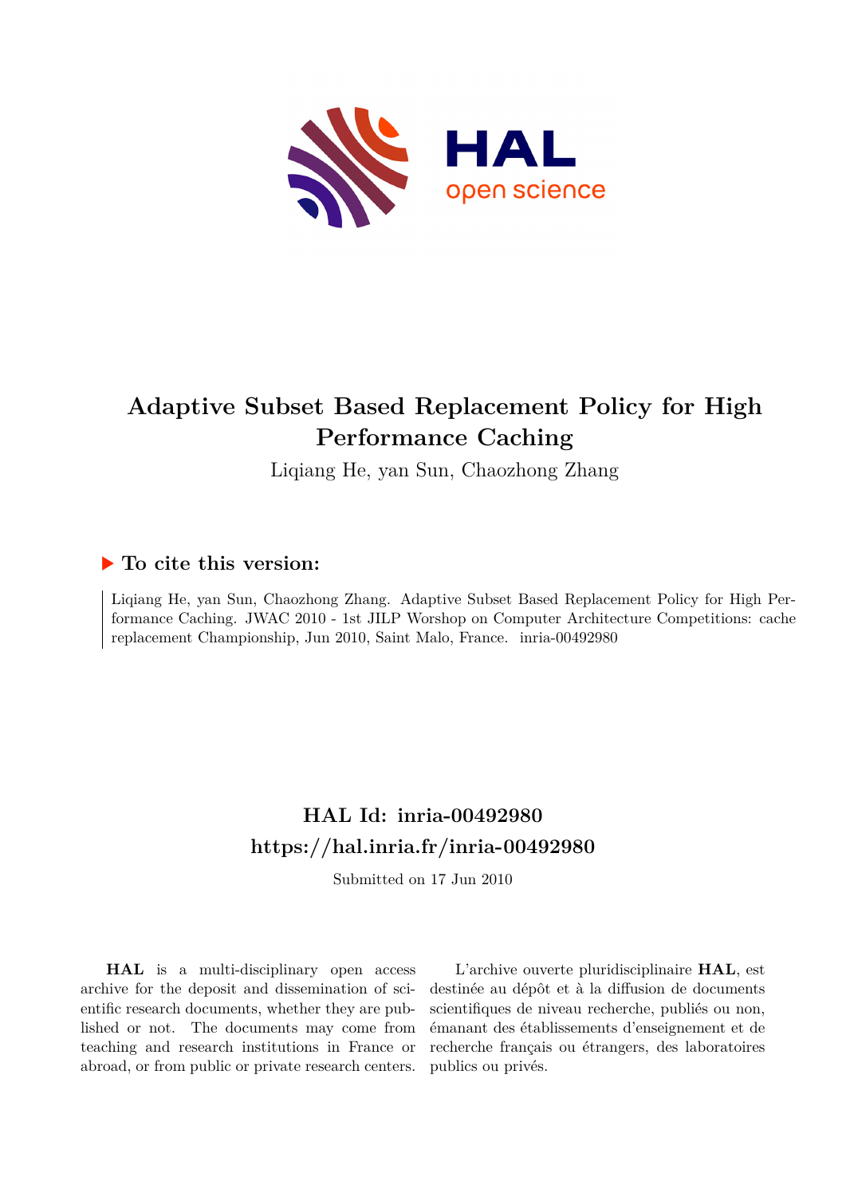# Adaptive Subset Based Replacement Policy for High Performance Caching

Liqiang He, yan Sun, Chaozhong Zhang

## ▶ To cite this version:

Liqiang He, yan Sun, Chaozhong Zhang. Adaptive Subset Based Replacement Policy for High Performance Caching. JWAC 2010 - 1st JILP Worshop on Computer Architecture Competitions: cache replacement Championship, Jun 2010, Saint Malo, France. inria-00492980

## HAL Id: inria-00492980
## https://hal.inria.fr/inria-00492980

Submitted on 17 Jun 2010

**HAL** is a multi-disciplinary open access archive for the deposit and dissemination of scientific research documents, whether they are published or not. The documents may come from teaching and research institutions in France or abroad, or from public or private research centers.

L'archive ouverte pluridisciplinaire **HAL**, est destinée au dépôt et à la diffusion de documents scientifiques de niveau recherche, publiés ou non, émanant des établissements d'enseignement et de recherche français ou étrangers, des laboratoires publics ou privés.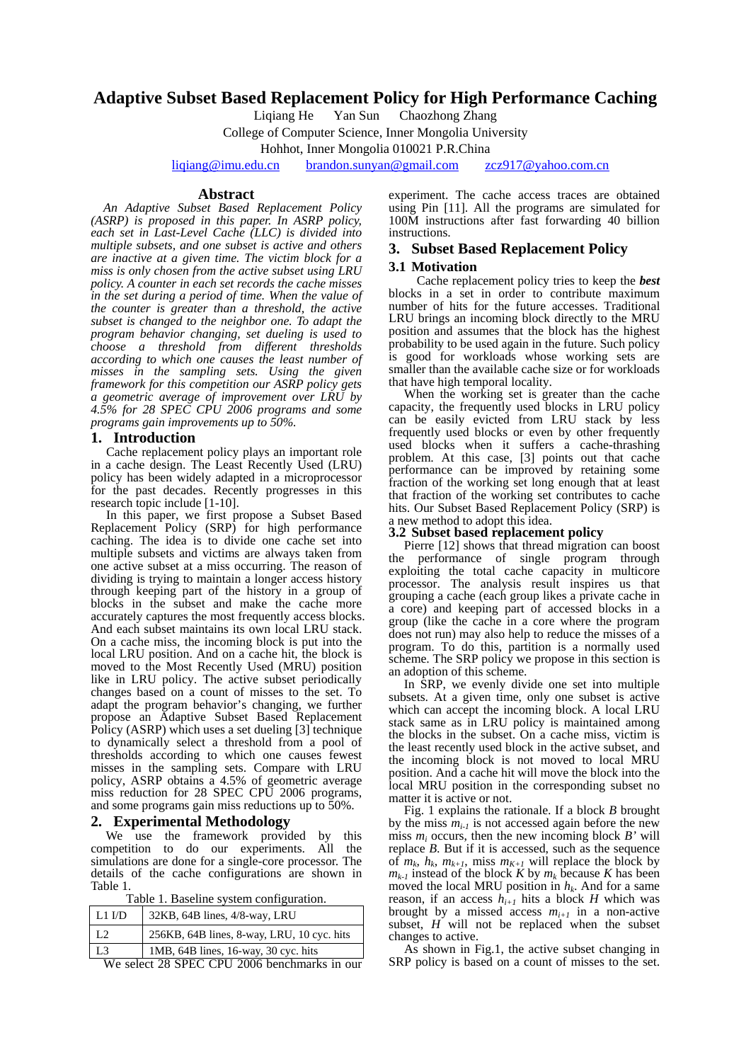# Adaptive Subset Based Replacement Policy for High Performance Caching

Liqiang He Yan Sun Chaozhong Zhang

College of Computer Science, Inner Mongolia University

Hohhot, Inner Mongolia 010021 P.R.China

liqiang@imu.edu.cn brandon.sunyan@gmail.com zcz917@yahoo.com.cn

## Abstract

*An Adaptive Subset Based Replacement Policy (ASRP) is proposed in this paper. In ASRP policy, each set in Last-Level Cache (LLC) is divided into multiple subsets, and one subset is active and others are inactive at a given time. The victim block for a miss is only chosen from the active subset using LRU policy. A counter in each set records the cache misses in the set during a period of time. When the value of the counter is greater than a threshold, the active subset is changed to the neighbor one. To adapt the program behavior changing, set dueling is used to choose a threshold from different thresholds according to which one causes the least number of misses in the sampling sets. Using the given framework for this competition our ASRP policy gets a geometric average of improvement over LRU by 4.5% for 28 SPEC CPU 2006 programs and some programs gain improvements up to 50%.*

## 1. Introduction

Cache replacement policy plays an important role in a cache design. The Least Recently Used (LRU) policy has been widely adapted in a microprocessor for the past decades. Recently progresses in this research topic include [1-10].

In this paper, we first propose a Subset Based Replacement Policy (SRP) for high performance caching. The idea is to divide one cache set into multiple subsets and victims are always taken from one active subset at a miss occurring. The reason of dividing is trying to maintain a longer access history through keeping part of the history in a group of blocks in the subset and make the cache more accurately captures the most frequently access blocks. And each subset maintains its own local LRU stack. On a cache miss, the incoming block is put into the local LRU position. And on a cache hit, the block is moved to the Most Recently Used (MRU) position like in LRU policy. The active subset periodically changes based on a count of misses to the set. To adapt the program behavior's changing, we further propose an Adaptive Subset Based Replacement Policy (ASRP) which uses a set dueling [3] technique to dynamically select a threshold from a pool of thresholds according to which one causes fewest misses in the sampling sets. Compare with LRU policy, ASRP obtains a 4.5% of geometric average miss reduction for 28 SPEC CPU 2006 programs, and some programs gain miss reductions up to 50%.

## 2. Experimental Methodology

We use the framework provided by this competition to do our experiments. All the simulations are done for a single-core processor. The details of the cache configurations are shown in Table 1.

Table 1. Baseline system configuration.

| | |
|---|---|
| L1 I/D | 32KB, 64B lines, 4/8-way, LRU |
| L2 | 256KB, 64B lines, 8-way, LRU, 10 cyc. hits |
| L3 | 1MB, 64B lines, 16-way, 30 cyc. hits |

We select 28 SPEC CPU 2006 benchmarks in our experiment. The cache access traces are obtained using Pin [11]. All the programs are simulated for 100M instructions after fast forwarding 40 billion instructions.

## 3. Subset Based Replacement Policy

### 3.1 Motivation

Cache replacement policy tries to keep the ***best*** blocks in a set in order to contribute maximum number of hits for the future accesses. Traditional LRU brings an incoming block directly to the MRU position and assumes that the block has the highest probability to be used again in the future. Such policy is good for workloads whose working sets are smaller than the available cache size or for workloads that have high temporal locality.

When the working set is greater than the cache capacity, the frequently used blocks in LRU policy can be easily evicted from LRU stack by less frequently used blocks or even by other frequently used blocks when it suffers a cache-thrashing problem. At this case, [3] points out that cache performance can be improved by retaining some fraction of the working set long enough that at least that fraction of the working set contributes to cache hits. Our Subset Based Replacement Policy (SRP) is a new method to adopt this idea.

### 3.2 Subset based replacement policy

Pierre [12] shows that thread migration can boost the performance of single program through exploiting the total cache capacity in multicore processor. The analysis result inspires us that grouping a cache (each group likes a private cache in a core) and keeping part of accessed blocks in a group (like the cache in a core where the program does not run) may also help to reduce the misses of a program. To do this, partition is a normally used scheme. The SRP policy we propose in this section is an adoption of this scheme.

In SRP, we evenly divide one set into multiple subsets. At a given time, only one subset is active which can accept the incoming block. A local LRU stack same as in LRU policy is maintained among the blocks in the subset. On a cache miss, victim is the least recently used block in the active subset, and the incoming block is not moved to local MRU position. And a cache hit will move the block into the local MRU position in the corresponding subset no matter it is active or not.

Fig. 1 explains the rationale. If a block $B$ brought by the miss $m_{i-1}$ is not accessed again before the new miss $m_i$ occurs, then the new incoming block $B'$ will replace $B$. But if it is accessed, such as the sequence of $m_k$, $h_k$, $m_{k+1}$, miss $m_{K+1}$ will replace the block by $m_{k-1}$ instead of the block $K$ by $m_k$ because $K$ has been moved the local MRU position in $h_k$. And for a same reason, if an access $h_{i+1}$ hits a block $H$ which was brought by a missed access $m_{i+1}$ in a non-active subset, $H$ will not be replaced when the subset changes to active.

As shown in Fig.1, the active subset changing in SRP policy is based on a count of misses to the set.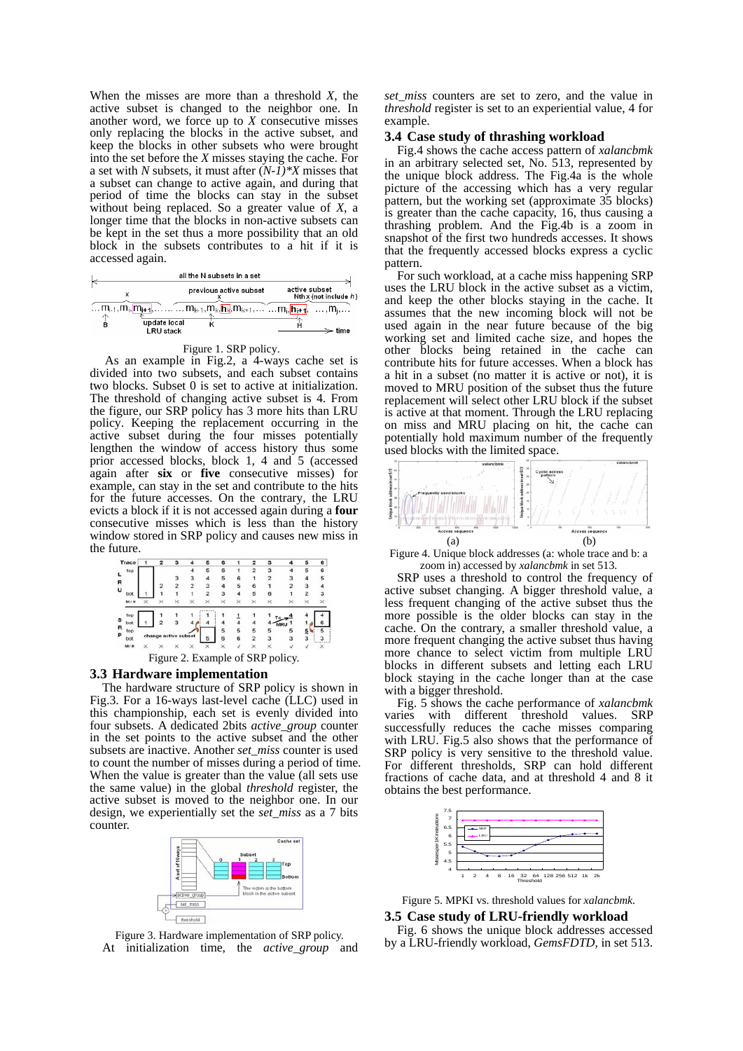When the misses are more than a threshold *X*, the active subset is changed to the neighbor one. In another word, we force up to *X* consecutive misses only replacing the blocks in the active subset, and keep the blocks in other subsets who were brought into the set before the *X* misses staying the cache. For a set with *N* subsets, it must after $(N-1)*X$ misses that a subset can change to active again, and during that period of time the blocks can stay in the subset without being replaced. So a greater value of *X*, a longer time that the blocks in non-active subsets can be kept in the set thus a more possibility that an old block in the subsets contributes to a hit if it is accessed again.

Figure 1. SRP policy.

As an example in Fig.2, a 4-ways cache set is divided into two subsets, and each subset contains two blocks. Subset 0 is set to active at initialization. The threshold of changing active subset is 4. From the figure, our SRP policy has 3 more hits than LRU policy. Keeping the replacement occurring in the active subset during the four misses potentially lengthen the window of access history thus some prior accessed blocks, block 1, 4 and 5 (accessed again after **six** or **five** consecutive misses) for example, can stay in the set and contribute to the hits for the future accesses. On the contrary, the LRU evicts a block if it is not accessed again during a **four** consecutive misses which is less than the history window stored in SRP policy and causes new miss in the future.

Figure 2. Example of SRP policy.

### 3.3 Hardware implementation

The hardware structure of SRP policy is shown in Fig.3. For a 16-ways last-level cache (LLC) used in this championship, each set is evenly divided into four subsets. A dedicated 2bits *active_group* counter in the set points to the active subset and the other subsets are inactive. Another *set_miss* counter is used to count the number of misses during a period of time. When the value is greater than the value (all sets use the same value) in the global *threshold* register, the active subset is moved to the neighbor one. In our design, we experientially set the *set_miss* as a 7 bits counter.

Figure 3. Hardware implementation of SRP policy.

At initialization time, the *active_group* and *set_miss* counters are set to zero, and the value in *threshold* register is set to an experiential value, 4 for example.

### 3.4 Case study of thrashing workload

Fig.4 shows the cache access pattern of *xalancbmk* in an arbitrary selected set, No. 513, represented by the unique block address. The Fig.4a is the whole picture of the accessing which has a very regular pattern, but the working set (approximate 35 blocks) is greater than the cache capacity, 16, thus causing a thrashing problem. And the Fig.4b is a zoom in snapshot of the first two hundreds accesses. It shows that the frequently accessed blocks express a cyclic pattern.

For such workload, at a cache miss happening SRP uses the LRU block in the active subset as a victim, and keep the other blocks staying in the cache. It assumes that the new incoming block will not be used again in the near future because of the big working set and limited cache size, and hopes the other blocks being retained in the cache can contribute hits for future accesses. When a block has a hit in a subset (no matter it is active or not), it is moved to MRU position of the subset thus the future replacement will select other LRU block if the subset is active at that moment. Through the LRU replacing on miss and MRU placing on hit, the cache can potentially hold maximum number of the frequently used blocks with the limited space.

Figure 4. Unique block addresses (a: whole trace and b: a zoom in) accessed by *xalancbmk* in set 513.

SRP uses a threshold to control the frequency of active subset changing. A bigger threshold value, a less frequent changing of the active subset thus the more possible is the older blocks can stay in the cache. On the contrary, a smaller threshold value, a more frequent changing the active subset thus having more chance to select victim from multiple LRU blocks in different subsets and letting each LRU block staying in the cache longer than at the case with a bigger threshold.

Fig. 5 shows the cache performance of *xalancbmk* varies with different threshold values. SRP successfully reduces the cache misses comparing with LRU. Fig.5 also shows that the performance of SRP policy is very sensitive to the threshold value. For different thresholds, SRP can hold different fractions of cache data, and at threshold 4 and 8 it obtains the best performance.

Figure 5. MPKI vs. threshold values for *xalancbmk*.

### 3.5 Case study of LRU-friendly workload

Fig. 6 shows the unique block addresses accessed by a LRU-friendly workload, *GemsFDTD*, in set 513.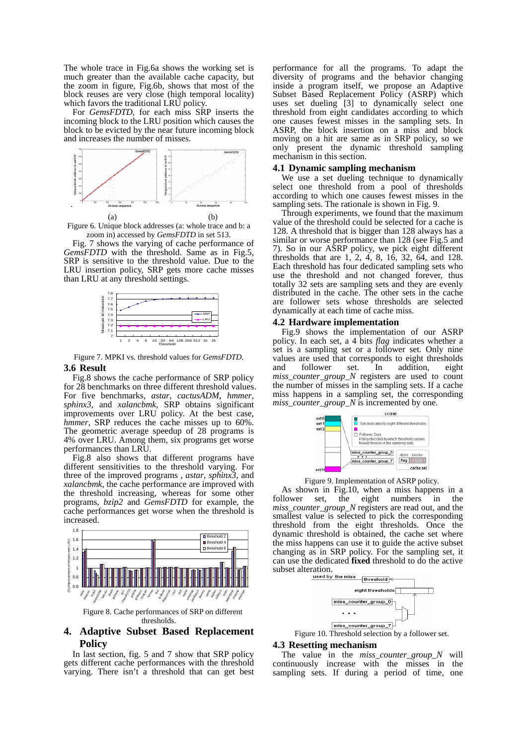The whole trace in Fig.6a shows the working set is much greater than the available cache capacity, but the zoom in figure, Fig.6b, shows that most of the block reuses are very close (high temporal locality) which favors the traditional LRU policy.

For *GemsFDTD*, for each miss SRP inserts the incoming block to the LRU position which causes the block to be evicted by the near future incoming block and increases the number of misses.

Figure 6. Unique block addresses (a: whole trace and b: a zoom in) accessed by *GemsFDTD* in set 513.

Fig. 7 shows the varying of cache performance of *GemsFDTD* with the threshold. Same as in Fig.5, SRP is sensitive to the threshold value. Due to the LRU insertion policy, SRP gets more cache misses than LRU at any threshold settings.

Figure 7. MPKI vs. threshold values for *GemsFDTD*.

### 3.6 Result

Fig.8 shows the cache performance of SRP policy for 28 benchmarks on three different threshold values. For five benchmarks, *astar*, *cactusADM*, *hmmer*, *sphinx3*, and *xalancbmk*, SRP obtains significant improvements over LRU policy. At the best case, *hmmer*, SRP reduces the cache misses up to 60%. The geometric average speedup of 28 programs is 4% over LRU. Among them, six programs get worse performances than LRU.

Fig.8 also shows that different programs have different sensitivities to the threshold varying. For three of the improved programs , *astar*, *sphinx3*, and *xalancbmk*, the cache performance are improved with the threshold increasing, whereas for some other programs, *bzip2* and *GemsFDTD* for example, the cache performances get worse when the threshold is increased.

Figure 8. Cache performances of SRP on different thresholds.

## 4. Adaptive Subset Based Replacement Policy

In last section, fig. 5 and 7 show that SRP policy gets different cache performances with the threshold varying. There isn't a threshold that can get best performance for all the programs. To adapt the diversity of programs and the behavior changing inside a program itself, we propose an Adaptive Subset Based Replacement Policy (ASRP) which uses set dueling [3] to dynamically select one threshold from eight candidates according to which one causes fewest misses in the sampling sets. In ASRP, the block insertion on a miss and block moving on a hit are same as in SRP policy, so we only present the dynamic threshold sampling mechanism in this section.

### 4.1 Dynamic sampling mechanism

We use a set dueling technique to dynamically select one threshold from a pool of thresholds according to which one causes fewest misses in the sampling sets. The rationale is shown in Fig. 9.

Through experiments, we found that the maximum value of the threshold could be selected for a cache is 128. A threshold that is bigger than 128 always has a similar or worse performance than 128 (see Fig.5 and 7). So in our ASRP policy, we pick eight different thresholds that are 1, 2, 4, 8, 16, 32, 64, and 128. Each threshold has four dedicated sampling sets who use the threshold and not changed forever, thus totally 32 sets are sampling sets and they are evenly distributed in the cache. The other sets in the cache are follower sets whose thresholds are selected dynamically at any time of cache miss.

### 4.2 Hardware implementation

Fig.9 shows the implementation of our ASRP policy. In each set, a 4 bits *flag* indicates whether a set is a sampling set or a follower set. Only nine values are used that corresponds to eight thresholds and follower set. In addition, eight *miss_counter_group_N* registers are used to count the number of misses in the sampling sets. If a cache miss happens in a sampling set, the corresponding *miss_counter_group_N* is incremented by one.

Figure 9. Implementation of ASRP policy.

As shown in Fig.10, when a miss happens in a follower set, the eight numbers in the *miss_counter_group_N* registers are read out, and the smallest value is selected to pick the corresponding threshold from the eight thresholds. Once the dynamic threshold is obtained, the cache set where the miss happens can use it to guide the active subset changing as in SRP policy. For the sampling set, it can use the dedicated **fixed** threshold to do the active subset alteration.

Figure 10. Threshold selection by a follower set.

### 4.3 Resetting mechanism

The value in the *miss_counter_group_N* will continuously increase with the misses in the sampling sets. If during a period of time, one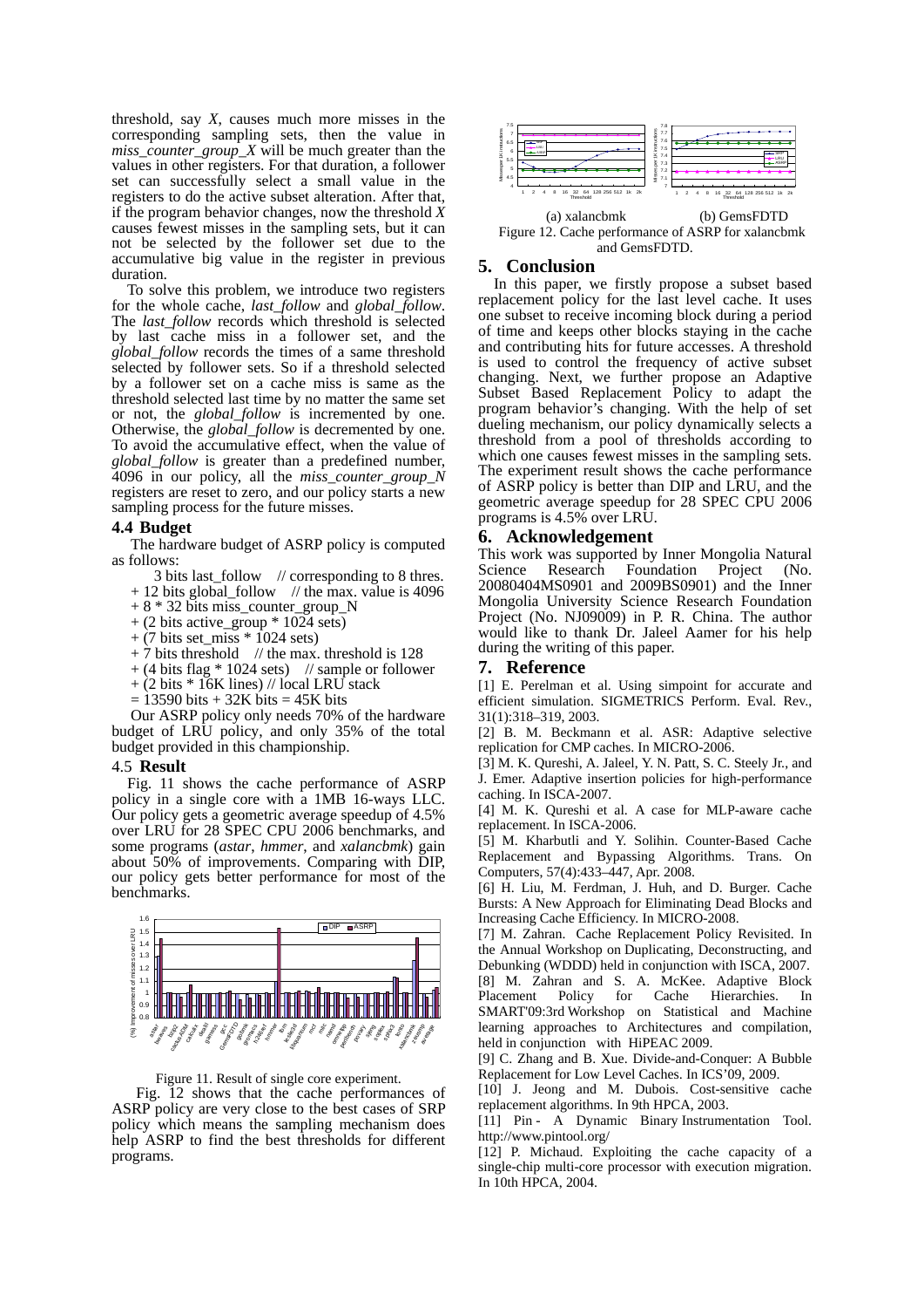threshold, say *X*, causes much more misses in the corresponding sampling sets, then the value in *miss_counter_group_X* will be much greater than the values in other registers. For that duration, a follower set can successfully select a small value in the registers to do the active subset alteration. After that, if the program behavior changes, now the threshold *X* causes fewest misses in the sampling sets, but it can not be selected by the follower set due to the accumulative big value in the register in previous duration.

To solve this problem, we introduce two registers for the whole cache, *last_follow* and *global_follow*. The *last_follow* records which threshold is selected by last cache miss in a follower set, and the *global_follow* records the times of a same threshold selected by follower sets. So if a threshold selected by a follower set on a cache miss is same as the threshold selected last time by no matter the same set or not, the *global_follow* is incremented by one. Otherwise, the *global_follow* is decremented by one. To avoid the accumulative effect, when the value of *global_follow* is greater than a predefined number, 4096 in our policy, all the *miss_counter_group_N* registers are reset to zero, and our policy starts a new sampling process for the future misses.

### 4.4 Budget

The hardware budget of ASRP policy is computed as follows:

3 bits last_follow // corresponding to 8 thres.
+ 12 bits global_follow // the max. value is 4096
+ 8 * 32 bits miss_counter_group_N
+ (2 bits active_group * 1024 sets)
+ (7 bits set_miss * 1024 sets)
+ 7 bits threshold // the max. threshold is 128
+ (4 bits flag * 1024 sets) // sample or follower
+ (2 bits * 16K lines) // local LRU stack
= 13590 bits + 32K bits = 45K bits

Our ASRP policy only needs 70% of the hardware budget of LRU policy, and only 35% of the total budget provided in this championship.

### 4.5 Result

Fig. 11 shows the cache performance of ASRP policy in a single core with a 1MB 16-ways LLC. Our policy gets a geometric average speedup of 4.5% over LRU for 28 SPEC CPU 2006 benchmarks, and some programs (*astar*, *hmmer*, and *xalancbmk*) gain about 50% of improvements. Comparing with DIP, our policy gets better performance for most of the benchmarks.

(%) Improvement of misses over LRU
1.6
1.5
1.4
1.3
1.2
1.1
1
0.9
0.8
DIP ASRP
astar bwaves bzip2 cactusADM calculix dealII gamess gcc GemsFDTD gobmk gromacs h264ref hmmer lbm leslie3d libquantum mcf milc namd omnetpp perlbench povray sjeng soplex sphinx3 tonto xalancbmk zeusmp average

Figure 11. Result of single core experiment.

Fig. 12 shows that the cache performances of ASRP policy are very close to the best cases of SRP policy which means the sampling mechanism does help ASRP to find the best thresholds for different programs.

Misses per 1K instructions
7.5 7 6.5 6 5.5 5 4.5 4
SRP LRU ASRP
1 2 4 8 16 32 64 128 256 512 1k 2k
Threshold

Misses per 1K instructions
7.8 7.7 7.6 7.5 7.4 7.3 7.2 7.1 7
SRP LRU ASRP
1 2 4 8 16 32 64 128 256 512 1k 2k
Threshold

(a) xalancbmk (b) GemsFDTD

Figure 12. Cache performance of ASRP for xalancbmk and GemsFDTD.

## 5. Conclusion

In this paper, we firstly propose a subset based replacement policy for the last level cache. It uses one subset to receive incoming block during a period of time and keeps other blocks staying in the cache and contributing hits for future accesses. A threshold is used to control the frequency of active subset changing. Next, we further propose an Adaptive Subset Based Replacement Policy to adapt the program behavior's changing. With the help of set dueling mechanism, our policy dynamically selects a threshold from a pool of thresholds according to which one causes fewest misses in the sampling sets. The experiment result shows the cache performance of ASRP policy is better than DIP and LRU, and the geometric average speedup for 28 SPEC CPU 2006 programs is 4.5% over LRU.

## 6. Acknowledgement

This work was supported by Inner Mongolia Natural Science Research Foundation Project (No. 20080404MS0901 and 2009BS0901) and the Inner Mongolia University Science Research Foundation Project (No. NJ09009) in P. R. China. The author would like to thank Dr. Jaleel Aamer for his help during the writing of this paper.

## 7. Reference

[1] E. Perelman et al. Using simpoint for accurate and efficient simulation. SIGMETRICS Perform. Eval. Rev., 31(1):318–319, 2003.

[2] B. M. Beckmann et al. ASR: Adaptive selective replication for CMP caches. In MICRO-2006.

[3] M. K. Qureshi, A. Jaleel, Y. N. Patt, S. C. Steely Jr., and J. Emer. Adaptive insertion policies for high-performance caching. In ISCA-2007.

[4] M. K. Qureshi et al. A case for MLP-aware cache replacement. In ISCA-2006.

[5] M. Kharbutli and Y. Solihin. Counter-Based Cache Replacement and Bypassing Algorithms. Trans. On Computers, 57(4):433–447, Apr. 2008.

[6] H. Liu, M. Ferdman, J. Huh, and D. Burger. Cache Bursts: A New Approach for Eliminating Dead Blocks and Increasing Cache Efficiency. In MICRO-2008.

[7] M. Zahran. Cache Replacement Policy Revisited. In the Annual Workshop on Duplicating, Deconstructing, and Debunking (WDDD) held in conjunction with ISCA, 2007.

[8] M. Zahran and S. A. McKee. Adaptive Block Placement Policy for Cache Hierarchies. In SMART'09:3rd Workshop on Statistical and Machine learning approaches to Architectures and compilation, held in conjunction with HiPEAC 2009.

[9] C. Zhang and B. Xue. Divide-and-Conquer: A Bubble Replacement for Low Level Caches. In ICS'09, 2009.

[10] J. Jeong and M. Dubois. Cost-sensitive cache replacement algorithms. In 9th HPCA, 2003.

[11] Pin - A Dynamic Binary Instrumentation Tool. http://www.pintool.org/

[12] P. Michaud. Exploiting the cache capacity of a single-chip multi-core processor with execution migration. In 10th HPCA, 2004.